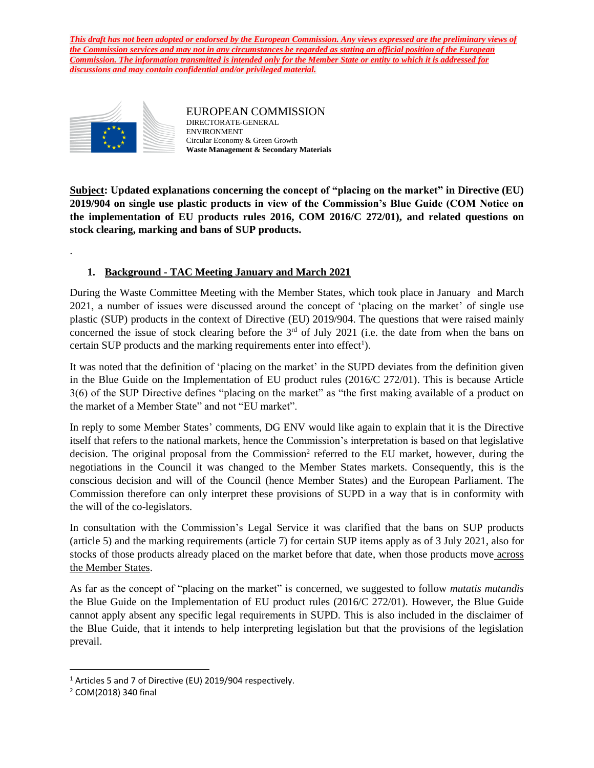***This draft has not been adopted or endorsed by the European Commission. Any views expressed are the preliminary views of the Commission services and may not in any circumstances be regarded as stating an official position of the European Commission. The information transmitted is intended only for the Member State or entity to which it is addressed for discussions and may contain confidential and/or privileged material.***

EUROPEAN COMMISSION
DIRECTORATE-GENERAL
ENVIRONMENT
Circular Economy & Green Growth
**Waste Management & Secondary Materials**

**Subject: Updated explanations concerning the concept of "placing on the market" in Directive (EU) 2019/904 on single use plastic products in view of the Commission's Blue Guide (COM Notice on the implementation of EU products rules 2016, COM 2016/C 272/01), and related questions on stock clearing, marking and bans of SUP products.**

.

## 1. Background - TAC Meeting January and March 2021

During the Waste Committee Meeting with the Member States, which took place in January and March 2021, a number of issues were discussed around the concept of 'placing on the market' of single use plastic (SUP) products in the context of Directive (EU) 2019/904. The questions that were raised mainly concerned the issue of stock clearing before the 3rd of July 2021 (i.e. the date from when the bans on certain SUP products and the marking requirements enter into effect[1]).

It was noted that the definition of 'placing on the market' in the SUPD deviates from the definition given in the Blue Guide on the Implementation of EU product rules (2016/C 272/01). This is because Article 3(6) of the SUP Directive defines "placing on the market" as "the first making available of a product on the market of a Member State" and not "EU market".

In reply to some Member States' comments, DG ENV would like again to explain that it is the Directive itself that refers to the national markets, hence the Commission's interpretation is based on that legislative decision. The original proposal from the Commission[2] referred to the EU market, however, during the negotiations in the Council it was changed to the Member States markets. Consequently, this is the conscious decision and will of the Council (hence Member States) and the European Parliament. The Commission therefore can only interpret these provisions of SUPD in a way that is in conformity with the will of the co-legislators.

In consultation with the Commission's Legal Service it was clarified that the bans on SUP products (article 5) and the marking requirements (article 7) for certain SUP items apply as of 3 July 2021, also for stocks of those products already placed on the market before that date, when those products move across the Member States.

As far as the concept of "placing on the market" is concerned, we suggested to follow *mutatis mutandis* the Blue Guide on the Implementation of EU product rules (2016/C 272/01). However, the Blue Guide cannot apply absent any specific legal requirements in SUPD. This is also included in the disclaimer of the Blue Guide, that it intends to help interpreting legislation but that the provisions of the legislation prevail.

---

[1] Articles 5 and 7 of Directive (EU) 2019/904 respectively.

[2] COM(2018) 340 final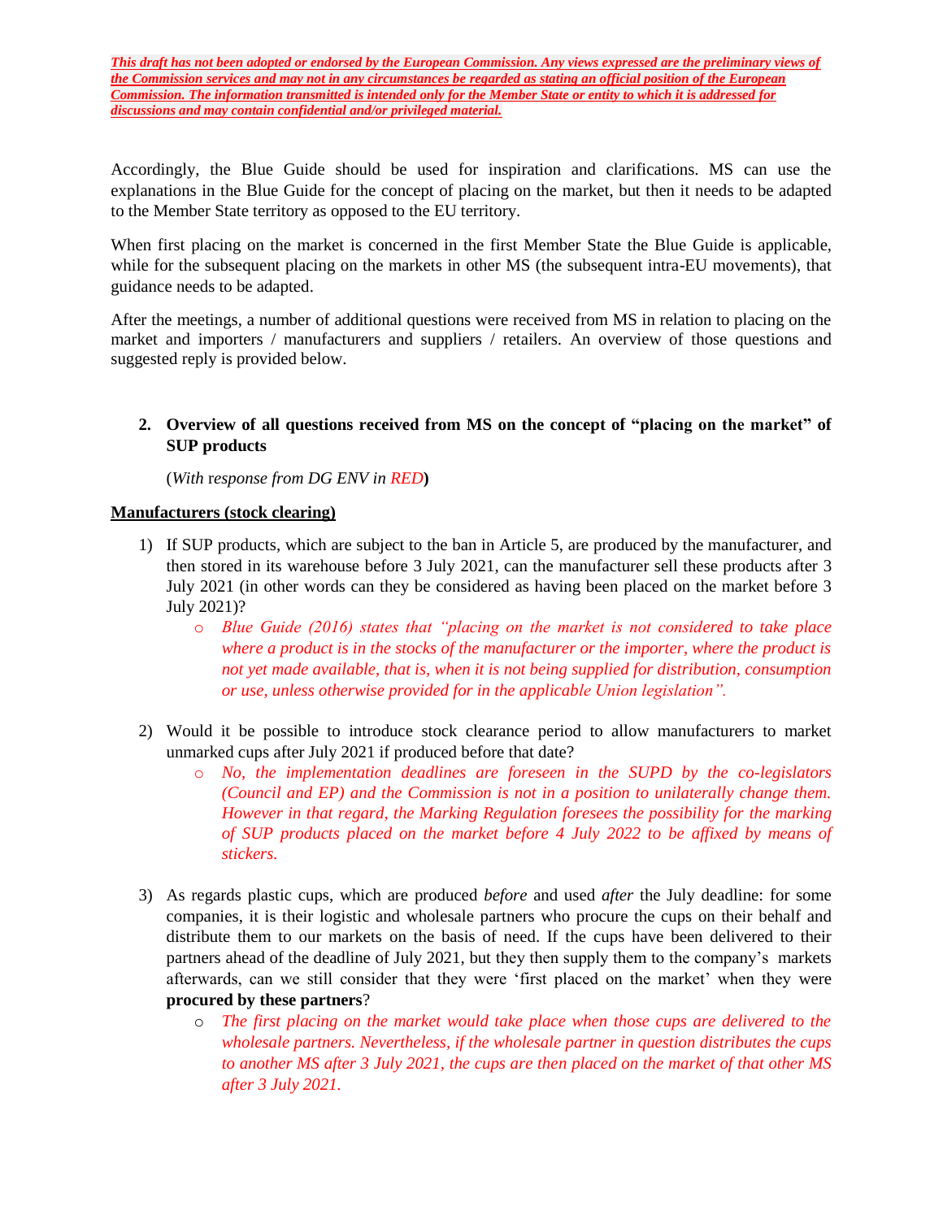***This draft has not been adopted or endorsed by the European Commission. Any views expressed are the preliminary views of the Commission services and may not in any circumstances be regarded as stating an official position of the European Commission. The information transmitted is intended only for the Member State or entity to which it is addressed for discussions and may contain confidential and/or privileged material.***

Accordingly, the Blue Guide should be used for inspiration and clarifications. MS can use the explanations in the Blue Guide for the concept of placing on the market, but then it needs to be adapted to the Member State territory as opposed to the EU territory.

When first placing on the market is concerned in the first Member State the Blue Guide is applicable, while for the subsequent placing on the markets in other MS (the subsequent intra-EU movements), that guidance needs to be adapted.

After the meetings, a number of additional questions were received from MS in relation to placing on the market and importers / manufacturers and suppliers / retailers. An overview of those questions and suggested reply is provided below.

## 2. Overview of all questions received from MS on the concept of "placing on the market" of SUP products

(*With response from DG ENV in RED*)

**Manufacturers (stock clearing)**

1) If SUP products, which are subject to the ban in Article 5, are produced by the manufacturer, and then stored in its warehouse before 3 July 2021, can the manufacturer sell these products after 3 July 2021 (in other words can they be considered as having been placed on the market before 3 July 2021)?
   - *Blue Guide (2016) states that "placing on the market is not considered to take place where a product is in the stocks of the manufacturer or the importer, where the product is not yet made available, that is, when it is not being supplied for distribution, consumption or use, unless otherwise provided for in the applicable Union legislation".*

2) Would it be possible to introduce stock clearance period to allow manufacturers to market unmarked cups after July 2021 if produced before that date?
   - *No, the implementation deadlines are foreseen in the SUPD by the co-legislators (Council and EP) and the Commission is not in a position to unilaterally change them. However in that regard, the Marking Regulation foresees the possibility for the marking of SUP products placed on the market before 4 July 2022 to be affixed by means of stickers.*

3) As regards plastic cups, which are produced *before* and used *after* the July deadline: for some companies, it is their logistic and wholesale partners who procure the cups on their behalf and distribute them to our markets on the basis of need. If the cups have been delivered to their partners ahead of the deadline of July 2021, but they then supply them to the company's markets afterwards, can we still consider that they were 'first placed on the market' when they were **procured by these partners**?
   - *The first placing on the market would take place when those cups are delivered to the wholesale partners. Nevertheless, if the wholesale partner in question distributes the cups to another MS after 3 July 2021, the cups are then placed on the market of that other MS after 3 July 2021.*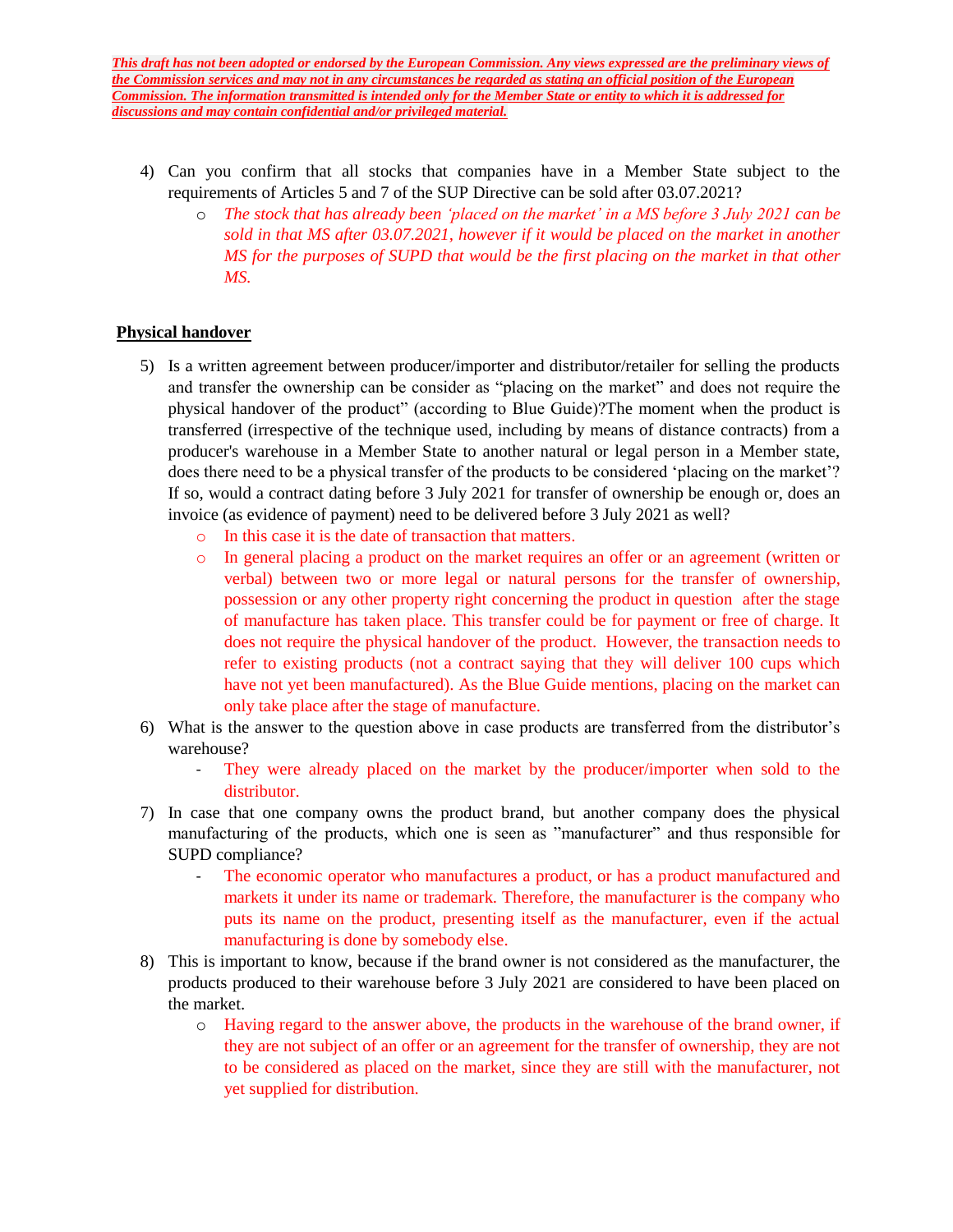***This draft has not been adopted or endorsed by the European Commission. Any views expressed are the preliminary views of the Commission services and may not in any circumstances be regarded as stating an official position of the European Commission. The information transmitted is intended only for the Member State or entity to which it is addressed for discussions and may contain confidential and/or privileged material.***

4) Can you confirm that all stocks that companies have in a Member State subject to the requirements of Articles 5 and 7 of the SUP Directive can be sold after 03.07.2021?
   - *The stock that has already been 'placed on the market' in a MS before 3 July 2021 can be sold in that MS after 03.07.2021, however if it would be placed on the market in another MS for the purposes of SUPD that would be the first placing on the market in that other MS.*

**Physical handover**

5) Is a written agreement between producer/importer and distributor/retailer for selling the products and transfer the ownership can be consider as "placing on the market" and does not require the physical handover of the product" (according to Blue Guide)?The moment when the product is transferred (irrespective of the technique used, including by means of distance contracts) from a producer's warehouse in a Member State to another natural or legal person in a Member state, does there need to be a physical transfer of the products to be considered 'placing on the market'? If so, would a contract dating before 3 July 2021 for transfer of ownership be enough or, does an invoice (as evidence of payment) need to be delivered before 3 July 2021 as well?
   - In this case it is the date of transaction that matters.
   - In general placing a product on the market requires an offer or an agreement (written or verbal) between two or more legal or natural persons for the transfer of ownership, possession or any other property right concerning the product in question after the stage of manufacture has taken place. This transfer could be for payment or free of charge. It does not require the physical handover of the product. However, the transaction needs to refer to existing products (not a contract saying that they will deliver 100 cups which have not yet been manufactured). As the Blue Guide mentions, placing on the market can only take place after the stage of manufacture.

6) What is the answer to the question above in case products are transferred from the distributor's warehouse?
   - They were already placed on the market by the producer/importer when sold to the distributor.

7) In case that one company owns the product brand, but another company does the physical manufacturing of the products, which one is seen as "manufacturer" and thus responsible for SUPD compliance?
   - The economic operator who manufactures a product, or has a product manufactured and markets it under its name or trademark. Therefore, the manufacturer is the company who puts its name on the product, presenting itself as the manufacturer, even if the actual manufacturing is done by somebody else.

8) This is important to know, because if the brand owner is not considered as the manufacturer, the products produced to their warehouse before 3 July 2021 are considered to have been placed on the market.
   - Having regard to the answer above, the products in the warehouse of the brand owner, if they are not subject of an offer or an agreement for the transfer of ownership, they are not to be considered as placed on the market, since they are still with the manufacturer, not yet supplied for distribution.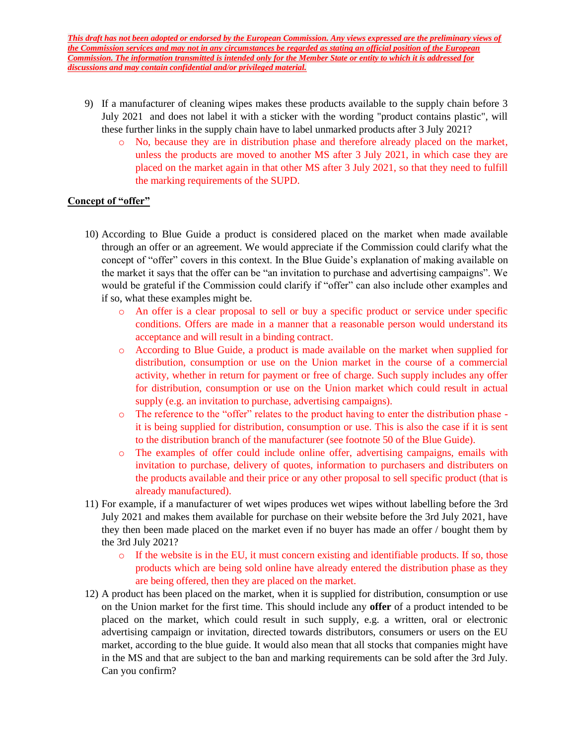***This draft has not been adopted or endorsed by the European Commission. Any views expressed are the preliminary views of the Commission services and may not in any circumstances be regarded as stating an official position of the European Commission. The information transmitted is intended only for the Member State or entity to which it is addressed for discussions and may contain confidential and/or privileged material.***

9) If a manufacturer of cleaning wipes makes these products available to the supply chain before 3 July 2021 and does not label it with a sticker with the wording "product contains plastic", will these further links in the supply chain have to label unmarked products after 3 July 2021?
   - No, because they are in distribution phase and therefore already placed on the market, unless the products are moved to another MS after 3 July 2021, in which case they are placed on the market again in that other MS after 3 July 2021, so that they need to fulfill the marking requirements of the SUPD.

**Concept of "offer"**

10) According to Blue Guide a product is considered placed on the market when made available through an offer or an agreement. We would appreciate if the Commission could clarify what the concept of "offer" covers in this context. In the Blue Guide's explanation of making available on the market it says that the offer can be "an invitation to purchase and advertising campaigns". We would be grateful if the Commission could clarify if "offer" can also include other examples and if so, what these examples might be.
    - An offer is a clear proposal to sell or buy a specific product or service under specific conditions. Offers are made in a manner that a reasonable person would understand its acceptance and will result in a binding contract.
    - According to Blue Guide, a product is made available on the market when supplied for distribution, consumption or use on the Union market in the course of a commercial activity, whether in return for payment or free of charge. Such supply includes any offer for distribution, consumption or use on the Union market which could result in actual supply (e.g. an invitation to purchase, advertising campaigns).
    - The reference to the "offer" relates to the product having to enter the distribution phase - it is being supplied for distribution, consumption or use. This is also the case if it is sent to the distribution branch of the manufacturer (see footnote 50 of the Blue Guide).
    - The examples of offer could include online offer, advertising campaigns, emails with invitation to purchase, delivery of quotes, information to purchasers and distributers on the products available and their price or any other proposal to sell specific product (that is already manufactured).

11) For example, if a manufacturer of wet wipes produces wet wipes without labelling before the 3rd July 2021 and makes them available for purchase on their website before the 3rd July 2021, have they then been made placed on the market even if no buyer has made an offer / bought them by the 3rd July 2021?
    - If the website is in the EU, it must concern existing and identifiable products. If so, those products which are being sold online have already entered the distribution phase as they are being offered, then they are placed on the market.

12) A product has been placed on the market, when it is supplied for distribution, consumption or use on the Union market for the first time. This should include any **offer** of a product intended to be placed on the market, which could result in such supply, e.g. a written, oral or electronic advertising campaign or invitation, directed towards distributors, consumers or users on the EU market, according to the blue guide. It would also mean that all stocks that companies might have in the MS and that are subject to the ban and marking requirements can be sold after the 3rd July. Can you confirm?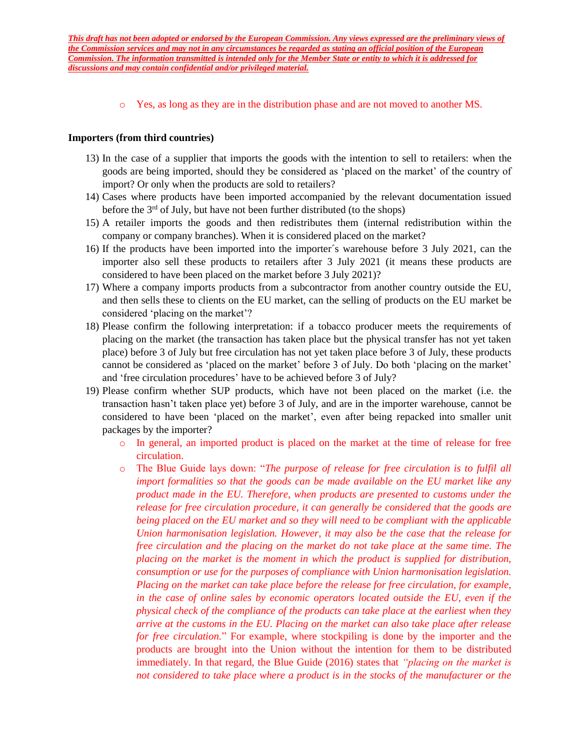***This draft has not been adopted or endorsed by the European Commission. Any views expressed are the preliminary views of the Commission services and may not in any circumstances be regarded as stating an official position of the European Commission. The information transmitted is intended only for the Member State or entity to which it is addressed for discussions and may contain confidential and/or privileged material.***

- Yes, as long as they are in the distribution phase and are not moved to another MS.

**Importers (from third countries)**

13) In the case of a supplier that imports the goods with the intention to sell to retailers: when the goods are being imported, should they be considered as 'placed on the market' of the country of import? Or only when the products are sold to retailers?
14) Cases where products have been imported accompanied by the relevant documentation issued before the 3rd of July, but have not been further distributed (to the shops)
15) A retailer imports the goods and then redistributes them (internal redistribution within the company or company branches). When it is considered placed on the market?
16) If the products have been imported into the importer´s warehouse before 3 July 2021, can the importer also sell these products to retailers after 3 July 2021 (it means these products are considered to have been placed on the market before 3 July 2021)?
17) Where a company imports products from a subcontractor from another country outside the EU, and then sells these to clients on the EU market, can the selling of products on the EU market be considered 'placing on the market'?
18) Please confirm the following interpretation: if a tobacco producer meets the requirements of placing on the market (the transaction has taken place but the physical transfer has not yet taken place) before 3 of July but free circulation has not yet taken place before 3 of July, these products cannot be considered as 'placed on the market' before 3 of July. Do both 'placing on the market' and 'free circulation procedures' have to be achieved before 3 of July?
19) Please confirm whether SUP products, which have not been placed on the market (i.e. the transaction hasn't taken place yet) before 3 of July, and are in the importer warehouse, cannot be considered to have been 'placed on the market', even after being repacked into smaller unit packages by the importer?
    - In general, an imported product is placed on the market at the time of release for free circulation.
    - The Blue Guide lays down: "*The purpose of release for free circulation is to fulfil all import formalities so that the goods can be made available on the EU market like any product made in the EU. Therefore, when products are presented to customs under the release for free circulation procedure, it can generally be considered that the goods are being placed on the EU market and so they will need to be compliant with the applicable Union harmonisation legislation. However, it may also be the case that the release for free circulation and the placing on the market do not take place at the same time. The placing on the market is the moment in which the product is supplied for distribution, consumption or use for the purposes of compliance with Union harmonisation legislation. Placing on the market can take place before the release for free circulation, for example, in the case of online sales by economic operators located outside the EU, even if the physical check of the compliance of the products can take place at the earliest when they arrive at the customs in the EU. Placing on the market can also take place after release for free circulation.*" For example, where stockpiling is done by the importer and the products are brought into the Union without the intention for them to be distributed immediately. In that regard, the Blue Guide (2016) states that *"placing on the market is not considered to take place where a product is in the stocks of the manufacturer or the*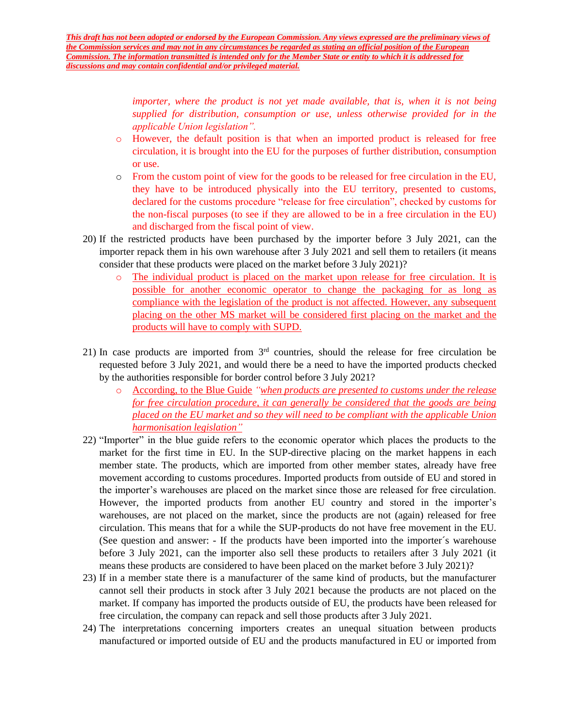***This draft has not been adopted or endorsed by the European Commission. Any views expressed are the preliminary views of the Commission services and may not in any circumstances be regarded as stating an official position of the European Commission. The information transmitted is intended only for the Member State or entity to which it is addressed for discussions and may contain confidential and/or privileged material.***

*importer, where the product is not yet made available, that is, when it is not being supplied for distribution, consumption or use, unless otherwise provided for in the applicable Union legislation".*

- However, the default position is that when an imported product is released for free circulation, it is brought into the EU for the purposes of further distribution, consumption or use.
- From the custom point of view for the goods to be released for free circulation in the EU, they have to be introduced physically into the EU territory, presented to customs, declared for the customs procedure "release for free circulation", checked by customs for the non-fiscal purposes (to see if they are allowed to be in a free circulation in the EU) and discharged from the fiscal point of view.

20) If the restricted products have been purchased by the importer before 3 July 2021, can the importer repack them in his own warehouse after 3 July 2021 and sell them to retailers (it means consider that these products were placed on the market before 3 July 2021)?
   - The individual product is placed on the market upon release for free circulation. It is possible for another economic operator to change the packaging for as long as compliance with the legislation of the product is not affected. However, any subsequent placing on the other MS market will be considered first placing on the market and the products will have to comply with SUPD.

21) In case products are imported from 3rd countries, should the release for free circulation be requested before 3 July 2021, and would there be a need to have the imported products checked by the authorities responsible for border control before 3 July 2021?
   - According, to the Blue Guide *"when products are presented to customs under the release for free circulation procedure, it can generally be considered that the goods are being placed on the EU market and so they will need to be compliant with the applicable Union harmonisation legislation"*

22) "Importer" in the blue guide refers to the economic operator which places the products to the market for the first time in EU. In the SUP-directive placing on the market happens in each member state. The products, which are imported from other member states, already have free movement according to customs procedures. Imported products from outside of EU and stored in the importer's warehouses are placed on the market since those are released for free circulation. However, the imported products from another EU country and stored in the importer's warehouses, are not placed on the market, since the products are not (again) released for free circulation. This means that for a while the SUP-products do not have free movement in the EU. (See question and answer: - If the products have been imported into the importer´s warehouse before 3 July 2021, can the importer also sell these products to retailers after 3 July 2021 (it means these products are considered to have been placed on the market before 3 July 2021)?

23) If in a member state there is a manufacturer of the same kind of products, but the manufacturer cannot sell their products in stock after 3 July 2021 because the products are not placed on the market. If company has imported the products outside of EU, the products have been released for free circulation, the company can repack and sell those products after 3 July 2021.

24) The interpretations concerning importers creates an unequal situation between products manufactured or imported outside of EU and the products manufactured in EU or imported from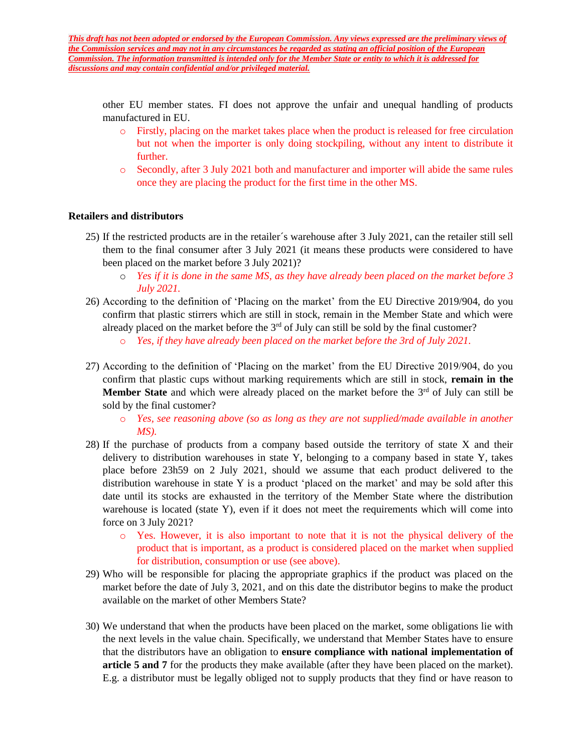***This draft has not been adopted or endorsed by the European Commission. Any views expressed are the preliminary views of the Commission services and may not in any circumstances be regarded as stating an official position of the European Commission. The information transmitted is intended only for the Member State or entity to which it is addressed for discussions and may contain confidential and/or privileged material.***

other EU member states. FI does not approve the unfair and unequal handling of products manufactured in EU.

- Firstly, placing on the market takes place when the product is released for free circulation but not when the importer is only doing stockpiling, without any intent to distribute it further.
- Secondly, after 3 July 2021 both and manufacturer and importer will abide the same rules once they are placing the product for the first time in the other MS.

**Retailers and distributors**

25) If the restricted products are in the retailer´s warehouse after 3 July 2021, can the retailer still sell them to the final consumer after 3 July 2021 (it means these products were considered to have been placed on the market before 3 July 2021)?
   - *Yes if it is done in the same MS, as they have already been placed on the market before 3 July 2021.*

26) According to the definition of 'Placing on the market' from the EU Directive 2019/904, do you confirm that plastic stirrers which are still in stock, remain in the Member State and which were already placed on the market before the 3rd of July can still be sold by the final customer?
   - *Yes, if they have already been placed on the market before the 3rd of July 2021.*

27) According to the definition of 'Placing on the market' from the EU Directive 2019/904, do you confirm that plastic cups without marking requirements which are still in stock, **remain in the Member State** and which were already placed on the market before the 3rd of July can still be sold by the final customer?
   - *Yes, see reasoning above (so as long as they are not supplied/made available in another MS).*

28) If the purchase of products from a company based outside the territory of state X and their delivery to distribution warehouses in state Y, belonging to a company based in state Y, takes place before 23h59 on 2 July 2021, should we assume that each product delivered to the distribution warehouse in state Y is a product 'placed on the market' and may be sold after this date until its stocks are exhausted in the territory of the Member State where the distribution warehouse is located (state Y), even if it does not meet the requirements which will come into force on 3 July 2021?
   - Yes. However, it is also important to note that it is not the physical delivery of the product that is important, as a product is considered placed on the market when supplied for distribution, consumption or use (see above).

29) Who will be responsible for placing the appropriate graphics if the product was placed on the market before the date of July 3, 2021, and on this date the distributor begins to make the product available on the market of other Members State?

30) We understand that when the products have been placed on the market, some obligations lie with the next levels in the value chain. Specifically, we understand that Member States have to ensure that the distributors have an obligation to **ensure compliance with national implementation of article 5 and 7** for the products they make available (after they have been placed on the market). E.g. a distributor must be legally obliged not to supply products that they find or have reason to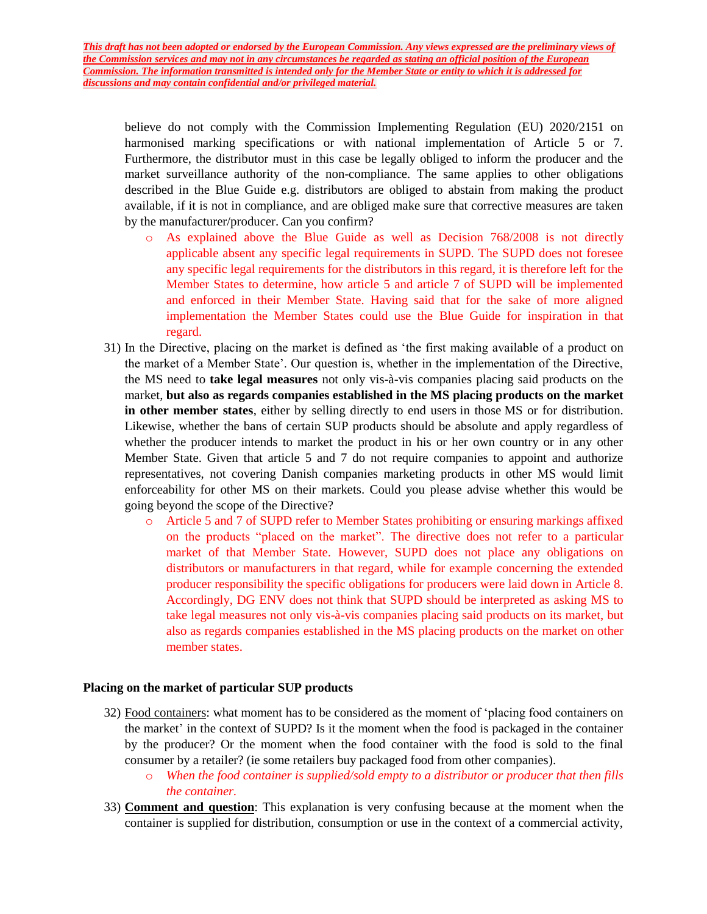***This draft has not been adopted or endorsed by the European Commission. Any views expressed are the preliminary views of the Commission services and may not in any circumstances be regarded as stating an official position of the European Commission. The information transmitted is intended only for the Member State or entity to which it is addressed for discussions and may contain confidential and/or privileged material.***

believe do not comply with the Commission Implementing Regulation (EU) 2020/2151 on harmonised marking specifications or with national implementation of Article 5 or 7. Furthermore, the distributor must in this case be legally obliged to inform the producer and the market surveillance authority of the non-compliance. The same applies to other obligations described in the Blue Guide e.g. distributors are obliged to abstain from making the product available, if it is not in compliance, and are obliged make sure that corrective measures are taken by the manufacturer/producer. Can you confirm?

- As explained above the Blue Guide as well as Decision 768/2008 is not directly applicable absent any specific legal requirements in SUPD. The SUPD does not foresee any specific legal requirements for the distributors in this regard, it is therefore left for the Member States to determine, how article 5 and article 7 of SUPD will be implemented and enforced in their Member State. Having said that for the sake of more aligned implementation the Member States could use the Blue Guide for inspiration in that regard.

31) In the Directive, placing on the market is defined as 'the first making available of a product on the market of a Member State'. Our question is, whether in the implementation of the Directive, the MS need to **take legal measures** not only vis-à-vis companies placing said products on the market, **but also as regards companies established in the MS placing products on the market in other member states**, either by selling directly to end users in those MS or for distribution. Likewise, whether the bans of certain SUP products should be absolute and apply regardless of whether the producer intends to market the product in his or her own country or in any other Member State. Given that article 5 and 7 do not require companies to appoint and authorize representatives, not covering Danish companies marketing products in other MS would limit enforceability for other MS on their markets. Could you please advise whether this would be going beyond the scope of the Directive?

- Article 5 and 7 of SUPD refer to Member States prohibiting or ensuring markings affixed on the products "placed on the market". The directive does not refer to a particular market of that Member State. However, SUPD does not place any obligations on distributors or manufacturers in that regard, while for example concerning the extended producer responsibility the specific obligations for producers were laid down in Article 8. Accordingly, DG ENV does not think that SUPD should be interpreted as asking MS to take legal measures not only vis-à-vis companies placing said products on its market, but also as regards companies established in the MS placing products on the market on other member states.

**Placing on the market of particular SUP products**

32) Food containers: what moment has to be considered as the moment of 'placing food containers on the market' in the context of SUPD? Is it the moment when the food is packaged in the container by the producer? Or the moment when the food container with the food is sold to the final consumer by a retailer? (ie some retailers buy packaged food from other companies).

- *When the food container is supplied/sold empty to a distributor or producer that then fills the container.*

33) **Comment and question**: This explanation is very confusing because at the moment when the container is supplied for distribution, consumption or use in the context of a commercial activity,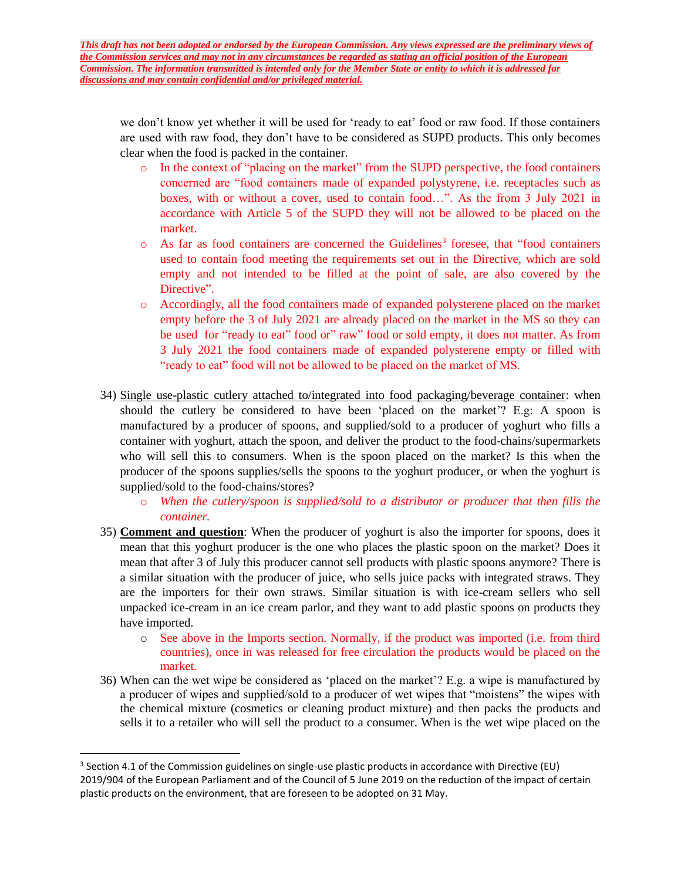***This draft has not been adopted or endorsed by the European Commission. Any views expressed are the preliminary views of the Commission services and may not in any circumstances be regarded as stating an official position of the European Commission. The information transmitted is intended only for the Member State or entity to which it is addressed for discussions and may contain confidential and/or privileged material.***

we don't know yet whether it will be used for 'ready to eat' food or raw food. If those containers are used with raw food, they don't have to be considered as SUPD products. This only becomes clear when the food is packed in the container.

- In the context of "placing on the market" from the SUPD perspective, the food containers concerned are "food containers made of expanded polystyrene, i.e. receptacles such as boxes, with or without a cover, used to contain food…". As the from 3 July 2021 in accordance with Article 5 of the SUPD they will not be allowed to be placed on the market.
- As far as food containers are concerned the Guidelines[3] foresee, that "food containers used to contain food meeting the requirements set out in the Directive, which are sold empty and not intended to be filled at the point of sale, are also covered by the Directive".
- Accordingly, all the food containers made of expanded polysterene placed on the market empty before the 3 of July 2021 are already placed on the market in the MS so they can be used for "ready to eat" food or" raw" food or sold empty, it does not matter. As from 3 July 2021 the food containers made of expanded polysterene empty or filled with "ready to eat" food will not be allowed to be placed on the market of MS.

34) Single use-plastic cutlery attached to/integrated into food packaging/beverage container: when should the cutlery be considered to have been 'placed on the market'? E.g: A spoon is manufactured by a producer of spoons, and supplied/sold to a producer of yoghurt who fills a container with yoghurt, attach the spoon, and deliver the product to the food-chains/supermarkets who will sell this to consumers. When is the spoon placed on the market? Is this when the producer of the spoons supplies/sells the spoons to the yoghurt producer, or when the yoghurt is supplied/sold to the food-chains/stores?
    - *When the cutlery/spoon is supplied/sold to a distributor or producer that then fills the container.*
35) **Comment and question**: When the producer of yoghurt is also the importer for spoons, does it mean that this yoghurt producer is the one who places the plastic spoon on the market? Does it mean that after 3 of July this producer cannot sell products with plastic spoons anymore? There is a similar situation with the producer of juice, who sells juice packs with integrated straws. They are the importers for their own straws. Similar situation is with ice-cream sellers who sell unpacked ice-cream in an ice cream parlor, and they want to add plastic spoons on products they have imported.
    - See above in the Imports section. Normally, if the product was imported (i.e. from third countries), once in was released for free circulation the products would be placed on the market.
36) When can the wet wipe be considered as 'placed on the market'? E.g. a wipe is manufactured by a producer of wipes and supplied/sold to a producer of wet wipes that "moistens" the wipes with the chemical mixture (cosmetics or cleaning product mixture) and then packs the products and sells it to a retailer who will sell the product to a consumer. When is the wet wipe placed on the

---

[3] Section 4.1 of the Commission guidelines on single-use plastic products in accordance with Directive (EU) 2019/904 of the European Parliament and of the Council of 5 June 2019 on the reduction of the impact of certain plastic products on the environment, that are foreseen to be adopted on 31 May.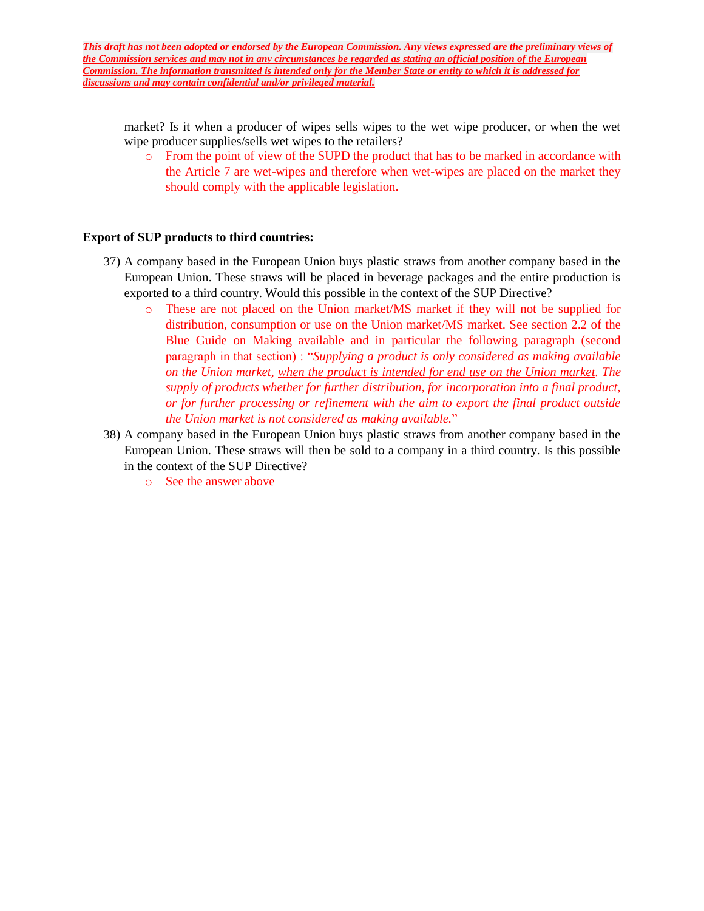***This draft has not been adopted or endorsed by the European Commission. Any views expressed are the preliminary views of the Commission services and may not in any circumstances be regarded as stating an official position of the European Commission. The information transmitted is intended only for the Member State or entity to which it is addressed for discussions and may contain confidential and/or privileged material.***

market? Is it when a producer of wipes sells wipes to the wet wipe producer, or when the wet wipe producer supplies/sells wet wipes to the retailers?

- From the point of view of the SUPD the product that has to be marked in accordance with the Article 7 are wet-wipes and therefore when wet-wipes are placed on the market they should comply with the applicable legislation.

**Export of SUP products to third countries:**

37) A company based in the European Union buys plastic straws from another company based in the European Union. These straws will be placed in beverage packages and the entire production is exported to a third country. Would this possible in the context of the SUP Directive?
   - These are not placed on the Union market/MS market if they will not be supplied for distribution, consumption or use on the Union market/MS market. See section 2.2 of the Blue Guide on Making available and in particular the following paragraph (second paragraph in that section) : "*Supplying a product is only considered as making available on the Union market, when the product is intended for end use on the Union market. The supply of products whether for further distribution, for incorporation into a final product, or for further processing or refinement with the aim to export the final product outside the Union market is not considered as making available.*"

38) A company based in the European Union buys plastic straws from another company based in the European Union. These straws will then be sold to a company in a third country. Is this possible in the context of the SUP Directive?
   - See the answer above